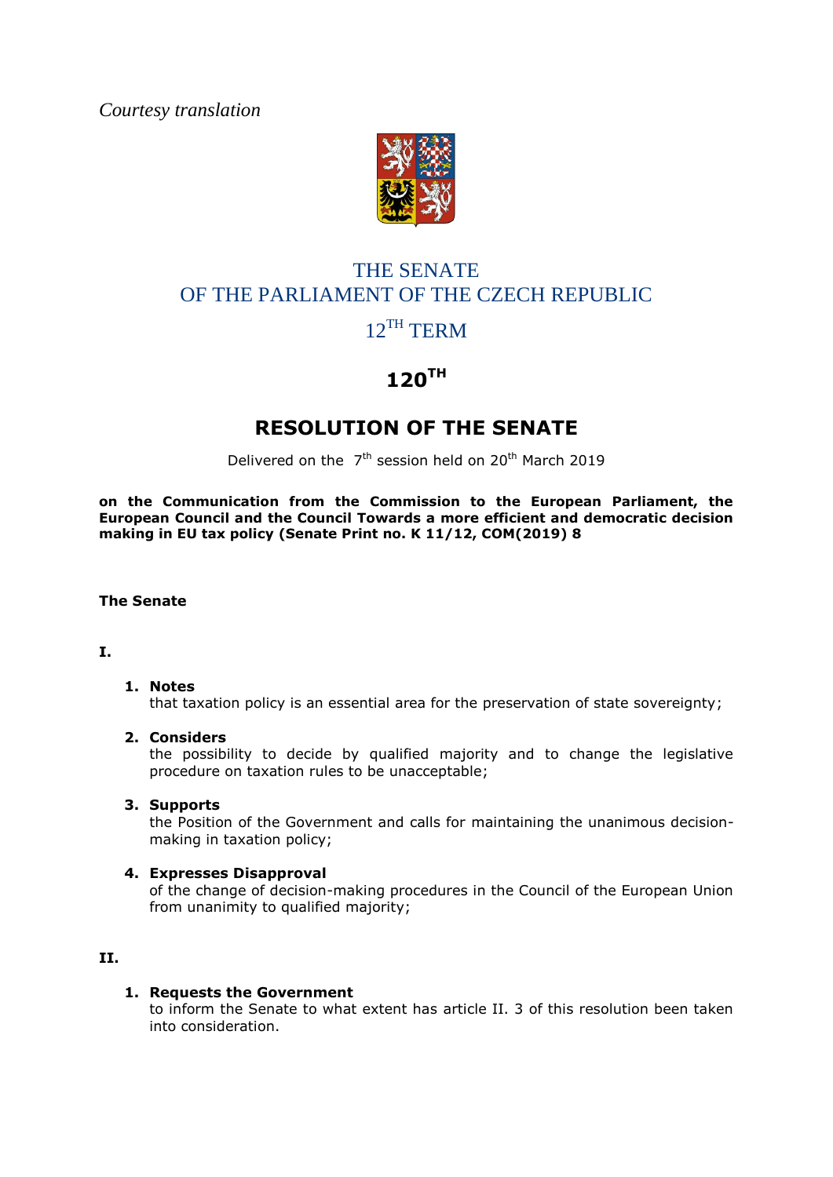*Courtesy translation*

# THE SENATE
# OF THE PARLIAMENT OF THE CZECH REPUBLIC
## 12TH TERM

## 120TH

# RESOLUTION OF THE SENATE

Delivered on the 7th session held on 20th March 2019

**on the Communication from the Commission to the European Parliament, the European Council and the Council Towards a more efficient and democratic decision making in EU tax policy (Senate Print no. K 11/12, COM(2019) 8**

**The Senate**

**I.**

1. **Notes**
   that taxation policy is an essential area for the preservation of state sovereignty;

2. **Considers**
   the possibility to decide by qualified majority and to change the legislative procedure on taxation rules to be unacceptable;

3. **Supports**
   the Position of the Government and calls for maintaining the unanimous decision-making in taxation policy;

4. **Expresses Disapproval**
   of the change of decision-making procedures in the Council of the European Union from unanimity to qualified majority;

**II.**

1. **Requests the Government**
   to inform the Senate to what extent has article II. 3 of this resolution been taken into consideration.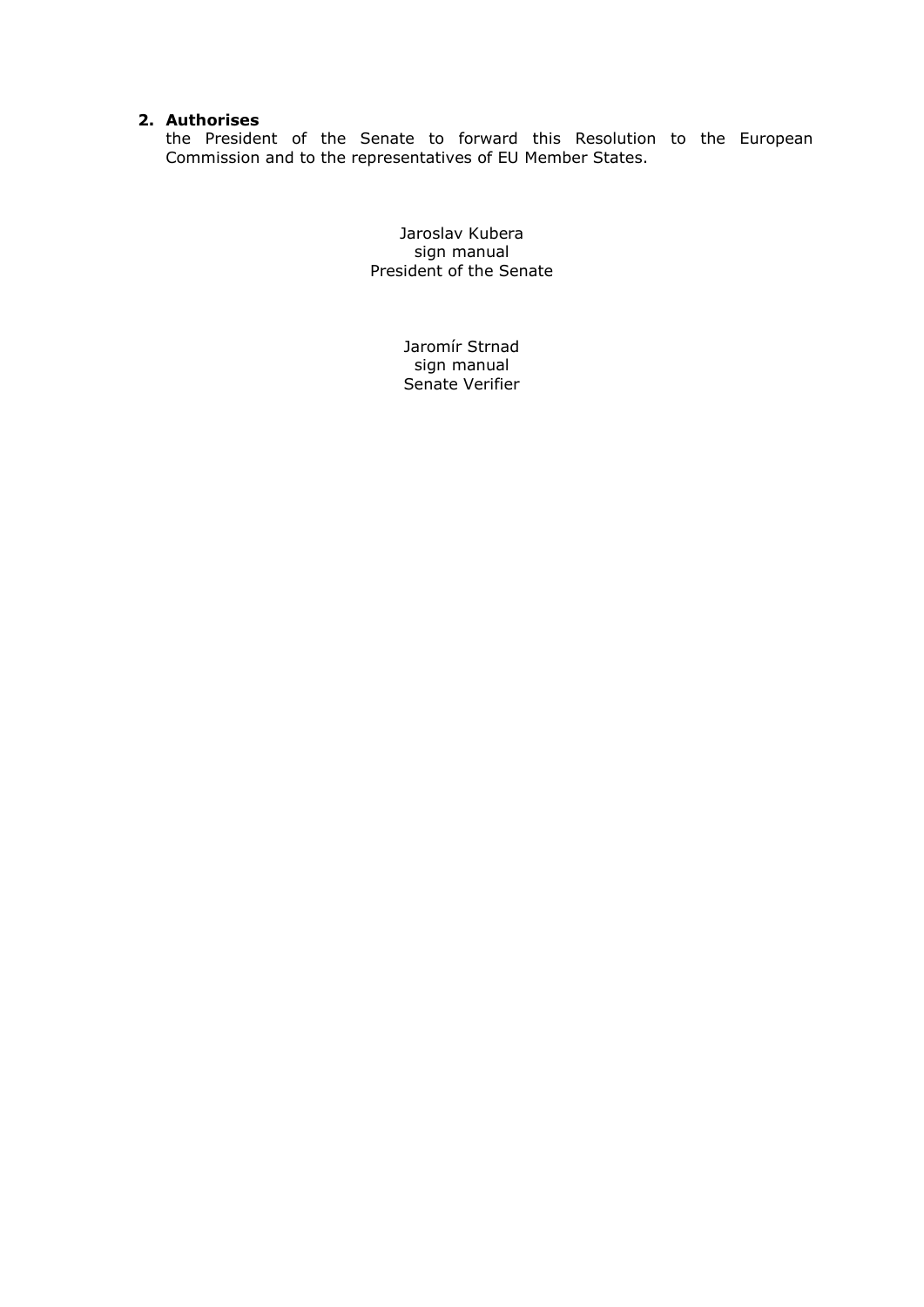2. **Authorises**
   the President of the Senate to forward this Resolution to the European Commission and to the representatives of EU Member States.

Jaroslav Kubera
sign manual
President of the Senate

Jaromír Strnad
sign manual
Senate Verifier